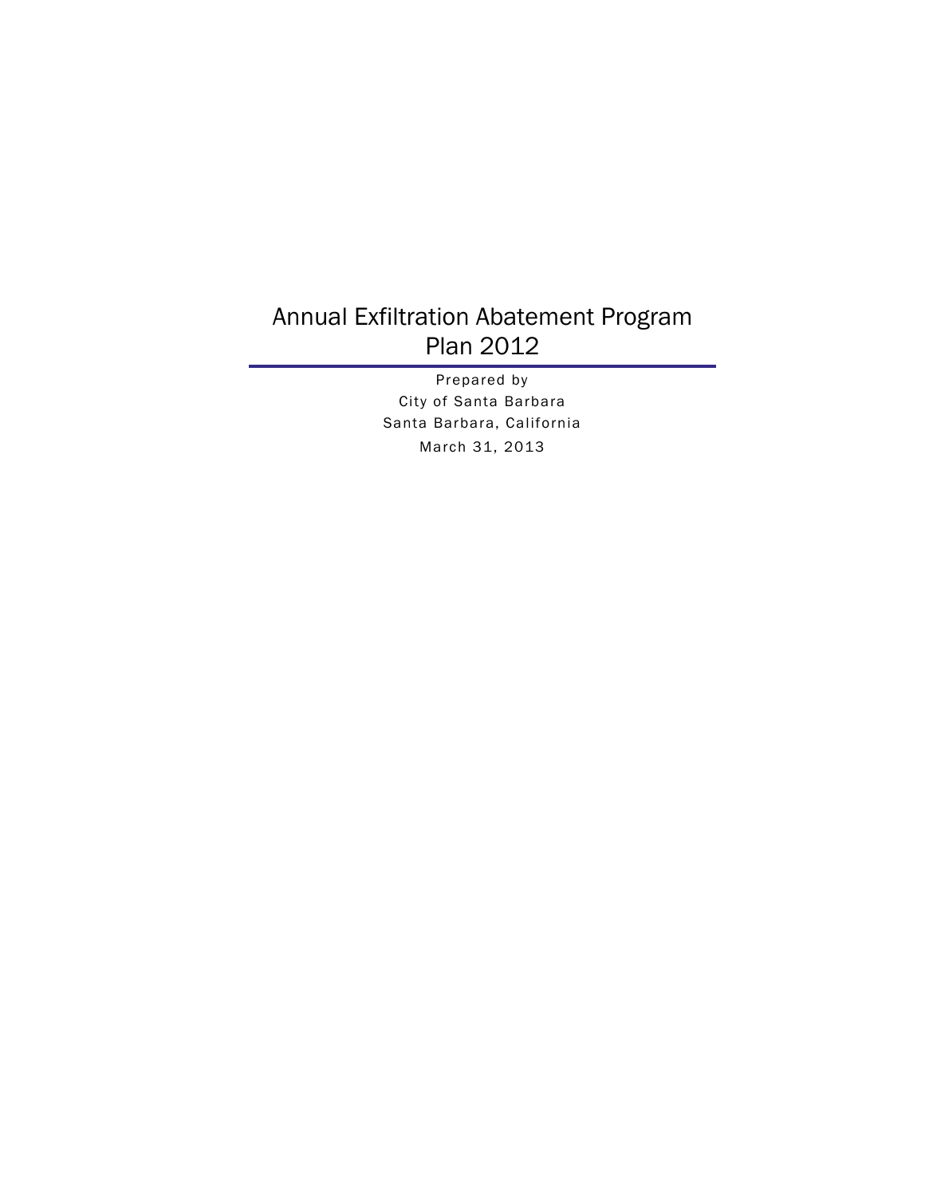# Annual Exfiltration Abatement Program Plan 2012

Prepared by

City of Santa Barbara

Santa Barbara, California

March 31, 2013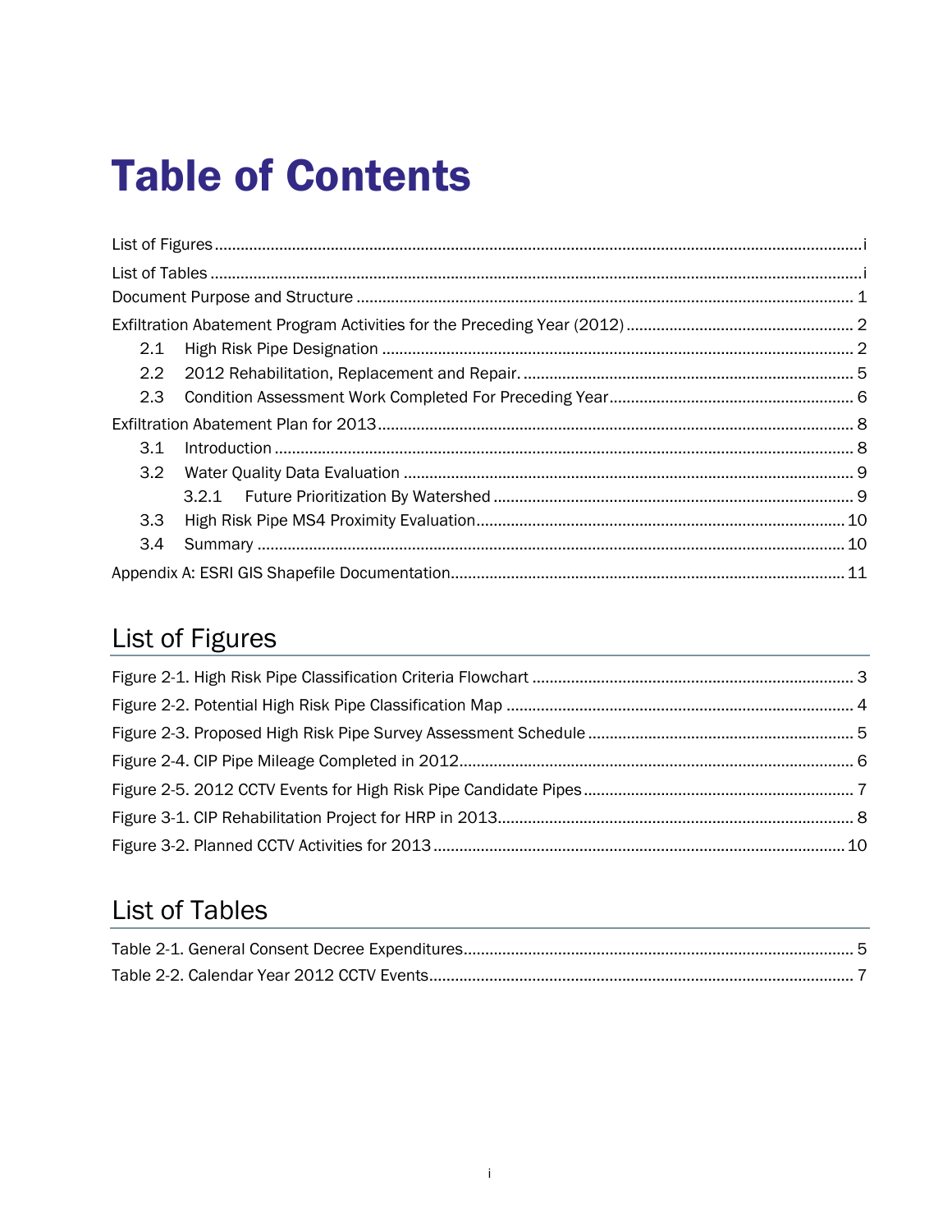# Table of Contents

List of Figures ..... i

List of Tables ..... i

Document Purpose and Structure ..... 1

Exfiltration Abatement Program Activities for the Preceding Year (2012) ..... 2

- 2.1 High Risk Pipe Designation ..... 2
- 2.2 2012 Rehabilitation, Replacement and Repair. ..... 5
- 2.3 Condition Assessment Work Completed For Preceding Year ..... 6

Exfiltration Abatement Plan for 2013 ..... 8

- 3.1 Introduction ..... 8
- 3.2 Water Quality Data Evaluation ..... 9
  - 3.2.1 Future Prioritization By Watershed ..... 9
- 3.3 High Risk Pipe MS4 Proximity Evaluation ..... 10
- 3.4 Summary ..... 10

Appendix A: ESRI GIS Shapefile Documentation ..... 11

## List of Figures

Figure 2-1. High Risk Pipe Classification Criteria Flowchart ..... 3

Figure 2-2. Potential High Risk Pipe Classification Map ..... 4

Figure 2-3. Proposed High Risk Pipe Survey Assessment Schedule ..... 5

Figure 2-4. CIP Pipe Mileage Completed in 2012 ..... 6

Figure 2-5. 2012 CCTV Events for High Risk Pipe Candidate Pipes ..... 7

Figure 3-1. CIP Rehabilitation Project for HRP in 2013 ..... 8

Figure 3-2. Planned CCTV Activities for 2013 ..... 10

## List of Tables

Table 2-1. General Consent Decree Expenditures ..... 5

Table 2-2. Calendar Year 2012 CCTV Events ..... 7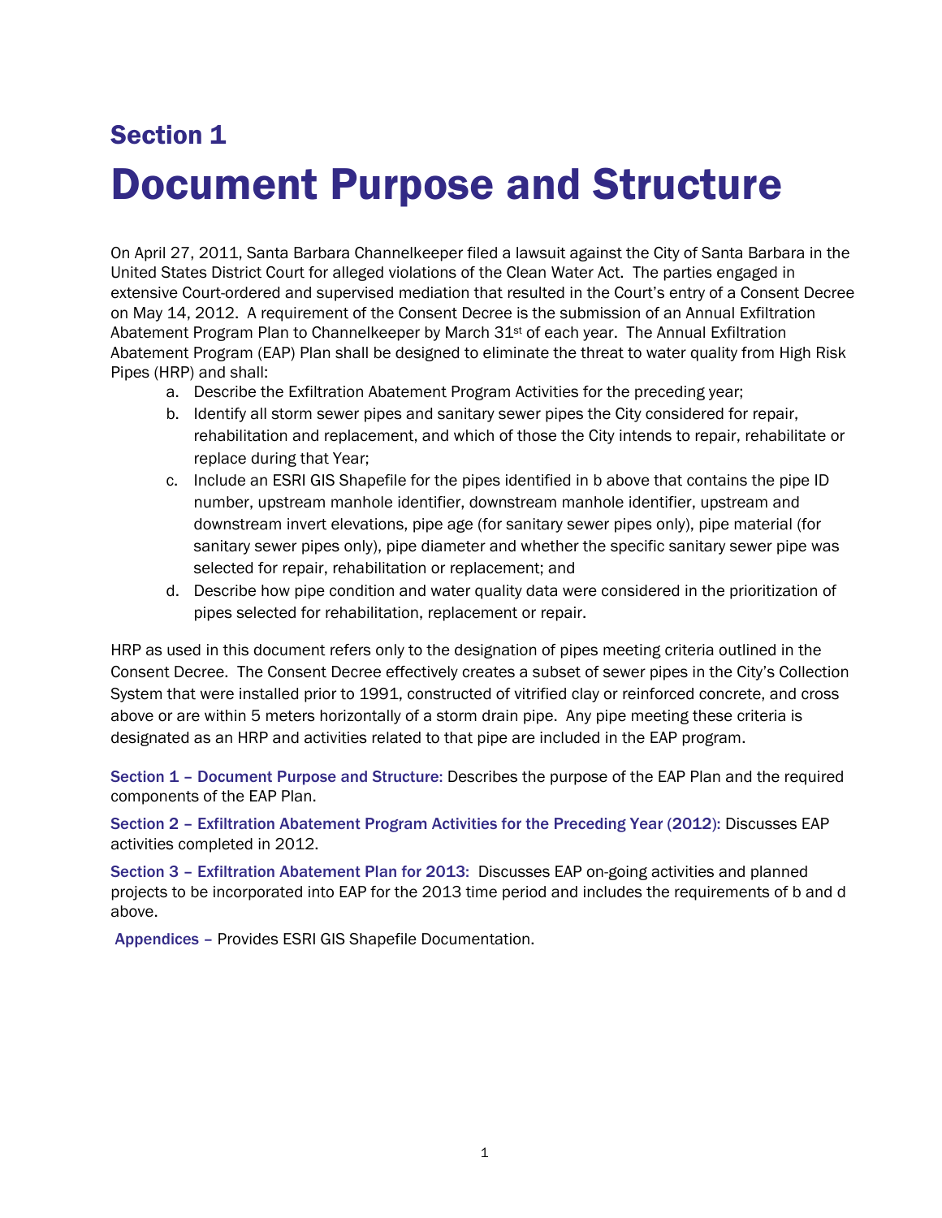# Section 1

# Document Purpose and Structure

On April 27, 2011, Santa Barbara Channelkeeper filed a lawsuit against the City of Santa Barbara in the United States District Court for alleged violations of the Clean Water Act. The parties engaged in extensive Court-ordered and supervised mediation that resulted in the Court's entry of a Consent Decree on May 14, 2012. A requirement of the Consent Decree is the submission of an Annual Exfiltration Abatement Program Plan to Channelkeeper by March 31st of each year. The Annual Exfiltration Abatement Program (EAP) Plan shall be designed to eliminate the threat to water quality from High Risk Pipes (HRP) and shall:

a. Describe the Exfiltration Abatement Program Activities for the preceding year;
b. Identify all storm sewer pipes and sanitary sewer pipes the City considered for repair, rehabilitation and replacement, and which of those the City intends to repair, rehabilitate or replace during that Year;
c. Include an ESRI GIS Shapefile for the pipes identified in b above that contains the pipe ID number, upstream manhole identifier, downstream manhole identifier, upstream and downstream invert elevations, pipe age (for sanitary sewer pipes only), pipe material (for sanitary sewer pipes only), pipe diameter and whether the specific sanitary sewer pipe was selected for repair, rehabilitation or replacement; and
d. Describe how pipe condition and water quality data were considered in the prioritization of pipes selected for rehabilitation, replacement or repair.

HRP as used in this document refers only to the designation of pipes meeting criteria outlined in the Consent Decree. The Consent Decree effectively creates a subset of sewer pipes in the City's Collection System that were installed prior to 1991, constructed of vitrified clay or reinforced concrete, and cross above or are within 5 meters horizontally of a storm drain pipe. Any pipe meeting these criteria is designated as an HRP and activities related to that pipe are included in the EAP program.

**Section 1 – Document Purpose and Structure:** Describes the purpose of the EAP Plan and the required components of the EAP Plan.

**Section 2 – Exfiltration Abatement Program Activities for the Preceding Year (2012):** Discusses EAP activities completed in 2012.

**Section 3 – Exfiltration Abatement Plan for 2013:** Discusses EAP on-going activities and planned projects to be incorporated into EAP for the 2013 time period and includes the requirements of b and d above.

**Appendices –** Provides ESRI GIS Shapefile Documentation.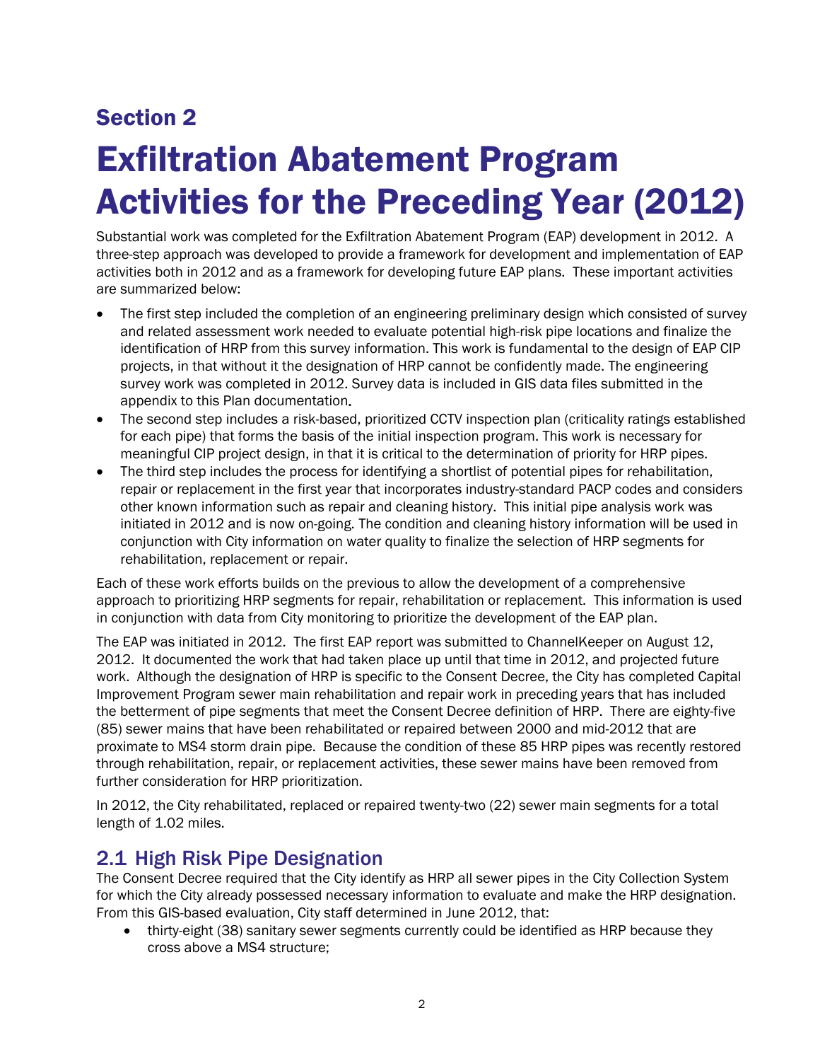## Section 2

# Exfiltration Abatement Program Activities for the Preceding Year (2012)

Substantial work was completed for the Exfiltration Abatement Program (EAP) development in 2012. A three-step approach was developed to provide a framework for development and implementation of EAP activities both in 2012 and as a framework for developing future EAP plans. These important activities are summarized below:

- The first step included the completion of an engineering preliminary design which consisted of survey and related assessment work needed to evaluate potential high-risk pipe locations and finalize the identification of HRP from this survey information. This work is fundamental to the design of EAP CIP projects, in that without it the designation of HRP cannot be confidently made. The engineering survey work was completed in 2012. Survey data is included in GIS data files submitted in the appendix to this Plan documentation.
- The second step includes a risk-based, prioritized CCTV inspection plan (criticality ratings established for each pipe) that forms the basis of the initial inspection program. This work is necessary for meaningful CIP project design, in that it is critical to the determination of priority for HRP pipes.
- The third step includes the process for identifying a shortlist of potential pipes for rehabilitation, repair or replacement in the first year that incorporates industry-standard PACP codes and considers other known information such as repair and cleaning history. This initial pipe analysis work was initiated in 2012 and is now on-going. The condition and cleaning history information will be used in conjunction with City information on water quality to finalize the selection of HRP segments for rehabilitation, replacement or repair.

Each of these work efforts builds on the previous to allow the development of a comprehensive approach to prioritizing HRP segments for repair, rehabilitation or replacement. This information is used in conjunction with data from City monitoring to prioritize the development of the EAP plan.

The EAP was initiated in 2012. The first EAP report was submitted to ChannelKeeper on August 12, 2012. It documented the work that had taken place up until that time in 2012, and projected future work. Although the designation of HRP is specific to the Consent Decree, the City has completed Capital Improvement Program sewer main rehabilitation and repair work in preceding years that has included the betterment of pipe segments that meet the Consent Decree definition of HRP. There are eighty-five (85) sewer mains that have been rehabilitated or repaired between 2000 and mid-2012 that are proximate to MS4 storm drain pipe. Because the condition of these 85 HRP pipes was recently restored through rehabilitation, repair, or replacement activities, these sewer mains have been removed from further consideration for HRP prioritization.

In 2012, the City rehabilitated, replaced or repaired twenty-two (22) sewer main segments for a total length of 1.02 miles.

## 2.1 High Risk Pipe Designation

The Consent Decree required that the City identify as HRP all sewer pipes in the City Collection System for which the City already possessed necessary information to evaluate and make the HRP designation. From this GIS-based evaluation, City staff determined in June 2012, that:

- thirty-eight (38) sanitary sewer segments currently could be identified as HRP because they cross above a MS4 structure;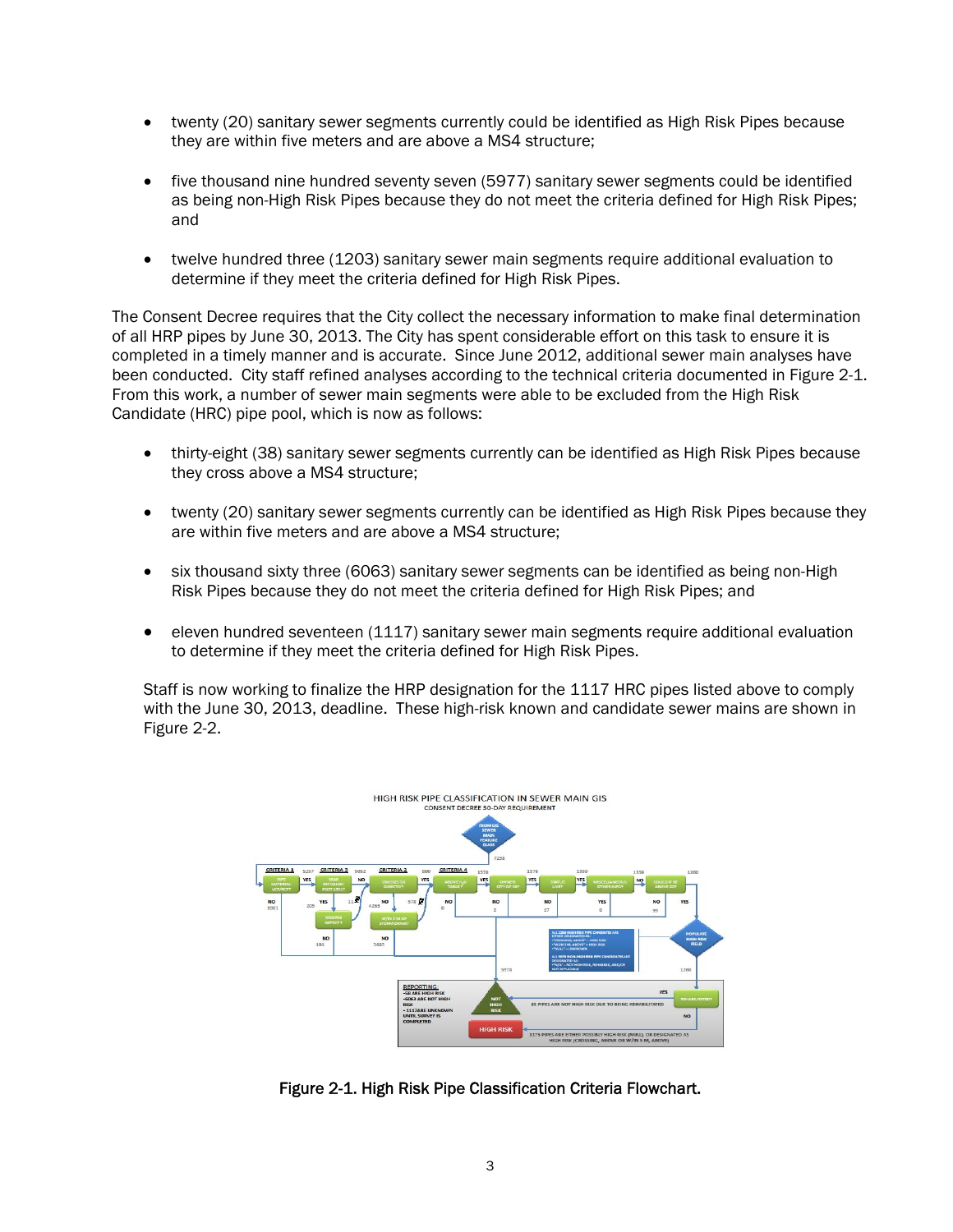- twenty (20) sanitary sewer segments currently could be identified as High Risk Pipes because they are within five meters and are above a MS4 structure;

- five thousand nine hundred seventy seven (5977) sanitary sewer segments could be identified as being non-High Risk Pipes because they do not meet the criteria defined for High Risk Pipes; and

- twelve hundred three (1203) sanitary sewer main segments require additional evaluation to determine if they meet the criteria defined for High Risk Pipes.

The Consent Decree requires that the City collect the necessary information to make final determination of all HRP pipes by June 30, 2013. The City has spent considerable effort on this task to ensure it is completed in a timely manner and is accurate. Since June 2012, additional sewer main analyses have been conducted. City staff refined analyses according to the technical criteria documented in Figure 2-1. From this work, a number of sewer main segments were able to be excluded from the High Risk Candidate (HRC) pipe pool, which is now as follows:

- thirty-eight (38) sanitary sewer segments currently can be identified as High Risk Pipes because they cross above a MS4 structure;

- twenty (20) sanitary sewer segments currently can be identified as High Risk Pipes because they are within five meters and are above a MS4 structure;

- six thousand sixty three (6063) sanitary sewer segments can be identified as being non-High Risk Pipes because they do not meet the criteria defined for High Risk Pipes; and

- eleven hundred seventeen (1117) sanitary sewer main segments require additional evaluation to determine if they meet the criteria defined for High Risk Pipes.

Staff is now working to finalize the HRP designation for the 1117 HRC pipes listed above to comply with the June 30, 2013, deadline. These high-risk known and candidate sewer mains are shown in Figure 2-2.

Figure 2-1. High Risk Pipe Classification Criteria Flowchart.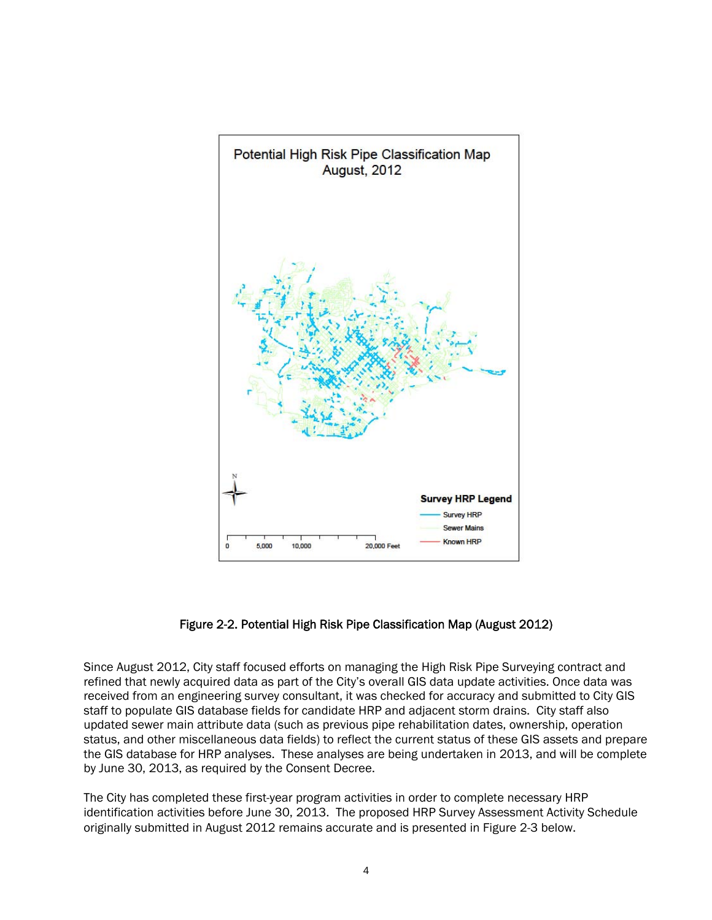Figure 2-2. Potential High Risk Pipe Classification Map (August 2012)

Since August 2012, City staff focused efforts on managing the High Risk Pipe Surveying contract and refined that newly acquired data as part of the City's overall GIS data update activities. Once data was received from an engineering survey consultant, it was checked for accuracy and submitted to City GIS staff to populate GIS database fields for candidate HRP and adjacent storm drains. City staff also updated sewer main attribute data (such as previous pipe rehabilitation dates, ownership, operation status, and other miscellaneous data fields) to reflect the current status of these GIS assets and prepare the GIS database for HRP analyses. These analyses are being undertaken in 2013, and will be complete by June 30, 2013, as required by the Consent Decree.

The City has completed these first-year program activities in order to complete necessary HRP identification activities before June 30, 2013. The proposed HRP Survey Assessment Activity Schedule originally submitted in August 2012 remains accurate and is presented in Figure 2-3 below.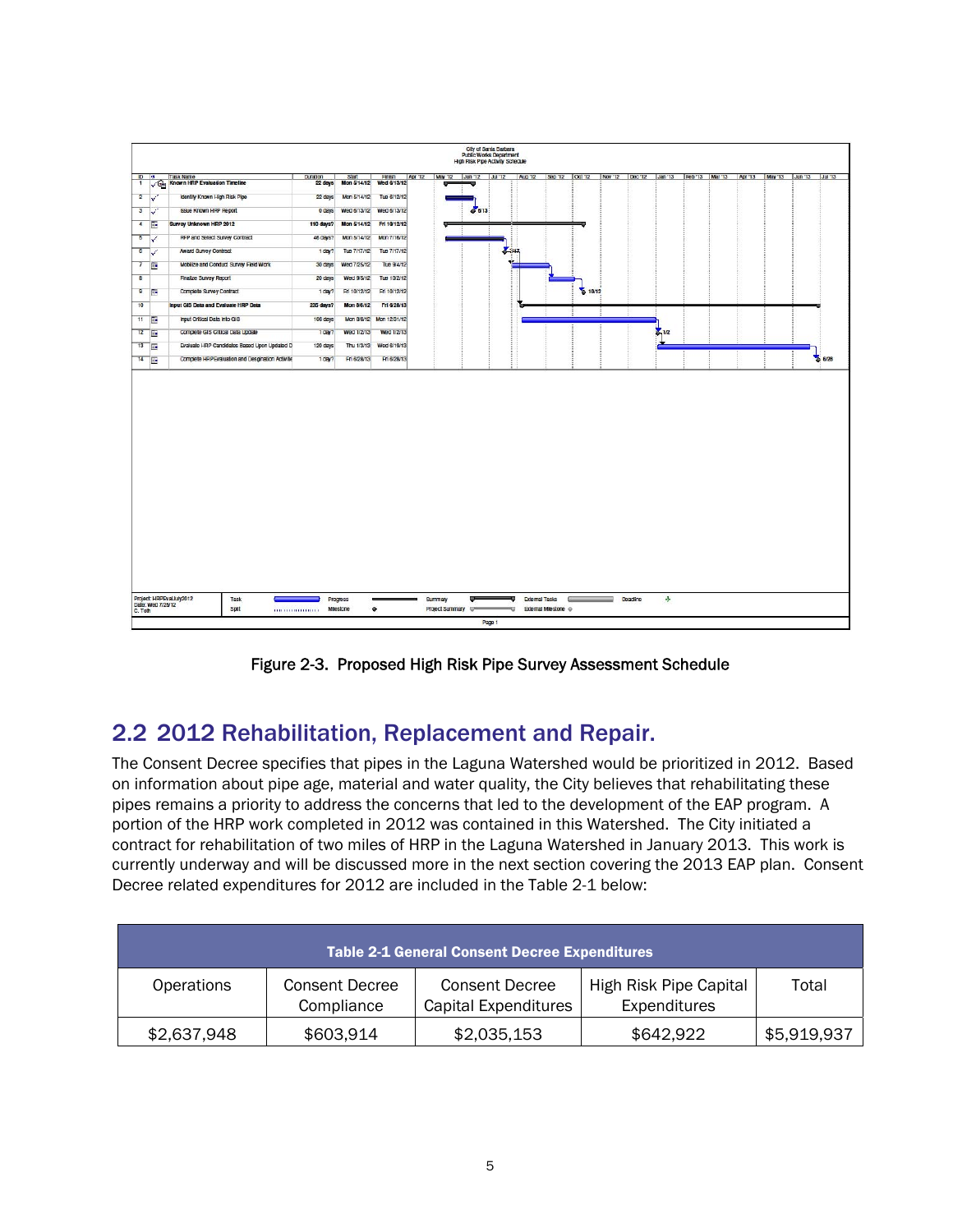City of Santa Barbara
Public Works Department
High Risk Pipe Activity Schedule

| ID | Task Name | Duration | Start | Finish |
|---|---|---|---|---|
| 1 | **Known HRP Evaluation Timeline** | **22 days** | **Mon 5/14/12** | **Wed 6/13/12** |
| 2 | Identify Known High Risk Pipe | 22 days | Mon 5/14/12 | Tue 6/12/12 |
| 3 | Issue Known HRP Report | 0 days | Wed 6/13/12 | Wed 6/13/12 |
| 4 | **Survey Unknown HRP 2012** | **110 days?** | **Mon 5/14/12** | **Fri 10/12/12** |
| 5 | RFP and Select Survey Contract | 46 days? | Mon 5/14/12 | Mon 7/16/12 |
| 6 | Award Survey Contract | 1 day? | Tue 7/17/12 | Tue 7/17/12 |
| 7 | Mobilize and Conduct Survey Field Work | 30 days | Wed 7/25/12 | Tue 9/4/12 |
| 8 | Finalize Survey Report | 20 days | Wed 9/5/12 | Tue 10/2/12 |
| 9 | Complete Survey Contract | 1 day? | Fri 10/12/12 | Fri 10/12/12 |
| 10 | **Input GIS Data and Evaluate HRP Data** | **235 days?** | **Mon 8/6/12** | **Fri 6/28/13** |
| 11 | Input Critical Data into GIS | 106 days | Mon 8/6/12 | Mon 12/31/12 |
| 12 | Complete GIS Critical Data Update | 1 day? | Wed 1/2/13 | Wed 1/2/13 |
| 13 | Evaluate HRP Candidates Based Upon Updated D | 120 days | Thu 1/3/13 | Wed 6/19/13 |
| 14 | Complete HRP Evaluation and Designation Activitie | 1 day? | Fri 6/28/13 | Fri 6/28/13 |

Project: HRPEvalJuly2012
Date: Wed 7/25/12
C. Toth

Figure 2-3. Proposed High Risk Pipe Survey Assessment Schedule

## 2.2 2012 Rehabilitation, Replacement and Repair.

The Consent Decree specifies that pipes in the Laguna Watershed would be prioritized in 2012. Based on information about pipe age, material and water quality, the City believes that rehabilitating these pipes remains a priority to address the concerns that led to the development of the EAP program. A portion of the HRP work completed in 2012 was contained in this Watershed. The City initiated a contract for rehabilitation of two miles of HRP in the Laguna Watershed in January 2013. This work is currently underway and will be discussed more in the next section covering the 2013 EAP plan. Consent Decree related expenditures for 2012 are included in the Table 2-1 below:

**Table 2-1 General Consent Decree Expenditures**

| Operations | Consent Decree Compliance | Consent Decree Capital Expenditures | High Risk Pipe Capital Expenditures | Total |
|---|---|---|---|---|
| $2,637,948 | $603,914 | $2,035,153 | $642,922 | $5,919,937 |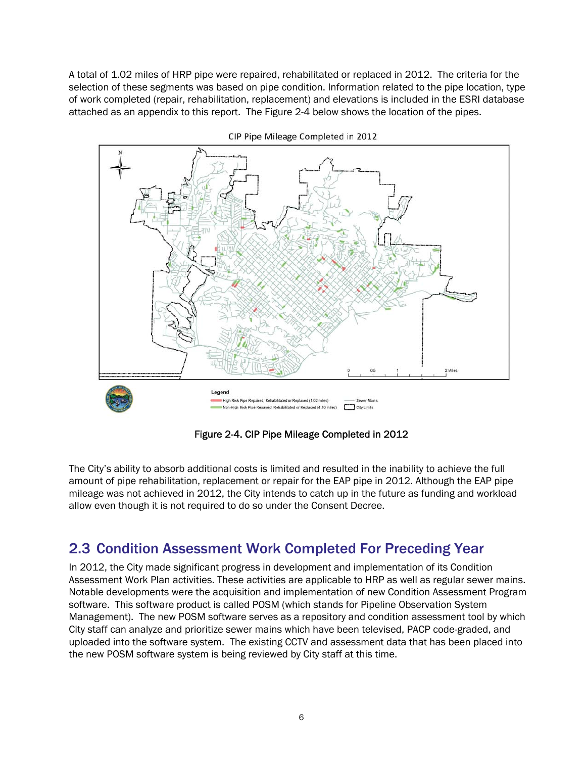A total of 1.02 miles of HRP pipe were repaired, rehabilitated or replaced in 2012. The criteria for the selection of these segments was based on pipe condition. Information related to the pipe location, type of work completed (repair, rehabilitation, replacement) and elevations is included in the ESRI database attached as an appendix to this report. The Figure 2-4 below shows the location of the pipes.

Figure 2-4. CIP Pipe Mileage Completed in 2012

The City's ability to absorb additional costs is limited and resulted in the inability to achieve the full amount of pipe rehabilitation, replacement or repair for the EAP pipe in 2012. Although the EAP pipe mileage was not achieved in 2012, the City intends to catch up in the future as funding and workload allow even though it is not required to do so under the Consent Decree.

## 2.3 Condition Assessment Work Completed For Preceding Year

In 2012, the City made significant progress in development and implementation of its Condition Assessment Work Plan activities. These activities are applicable to HRP as well as regular sewer mains. Notable developments were the acquisition and implementation of new Condition Assessment Program software. This software product is called POSM (which stands for Pipeline Observation System Management). The new POSM software serves as a repository and condition assessment tool by which City staff can analyze and prioritize sewer mains which have been televised, PACP code-graded, and uploaded into the software system. The existing CCTV and assessment data that has been placed into the new POSM software system is being reviewed by City staff at this time.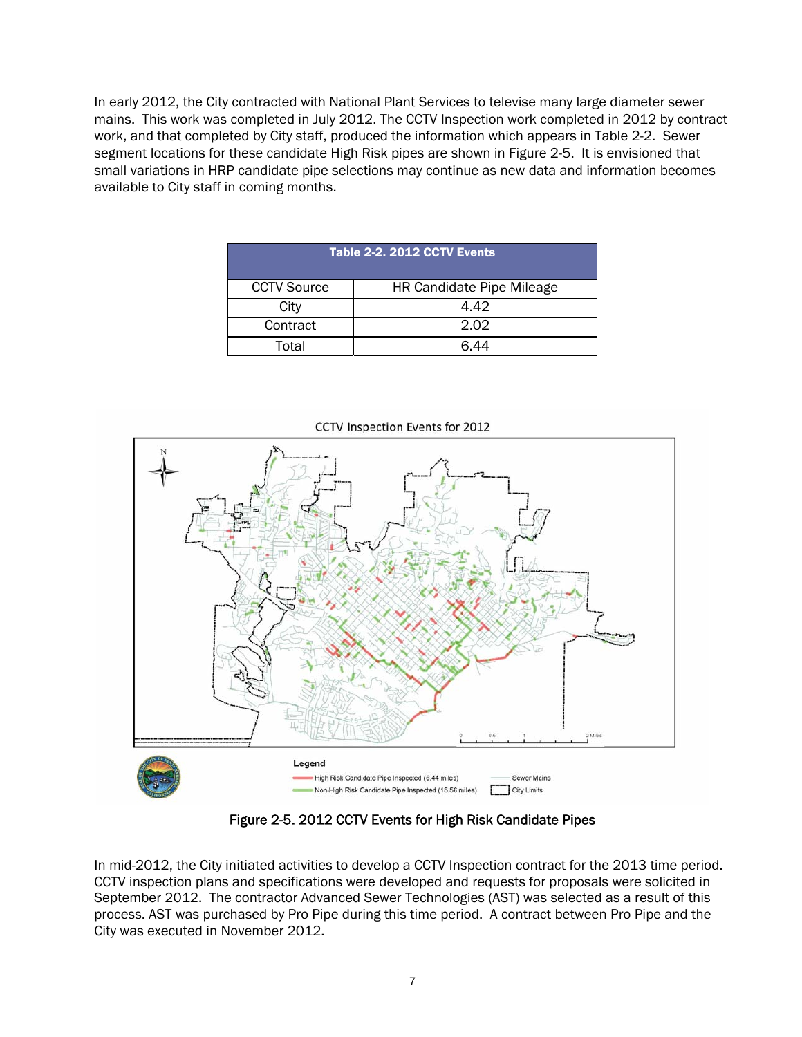In early 2012, the City contracted with National Plant Services to televise many large diameter sewer mains. This work was completed in July 2012. The CCTV Inspection work completed in 2012 by contract work, and that completed by City staff, produced the information which appears in Table 2-2. Sewer segment locations for these candidate High Risk pipes are shown in Figure 2-5. It is envisioned that small variations in HRP candidate pipe selections may continue as new data and information becomes available to City staff in coming months.

**Table 2-2. 2012 CCTV Events**

| CCTV Source | HR Candidate Pipe Mileage |
|---|---|
| City | 4.42 |
| Contract | 2.02 |
| Total | 6.44 |

Figure 2-5. 2012 CCTV Events for High Risk Candidate Pipes

In mid-2012, the City initiated activities to develop a CCTV Inspection contract for the 2013 time period. CCTV inspection plans and specifications were developed and requests for proposals were solicited in September 2012. The contractor Advanced Sewer Technologies (AST) was selected as a result of this process. AST was purchased by Pro Pipe during this time period. A contract between Pro Pipe and the City was executed in November 2012.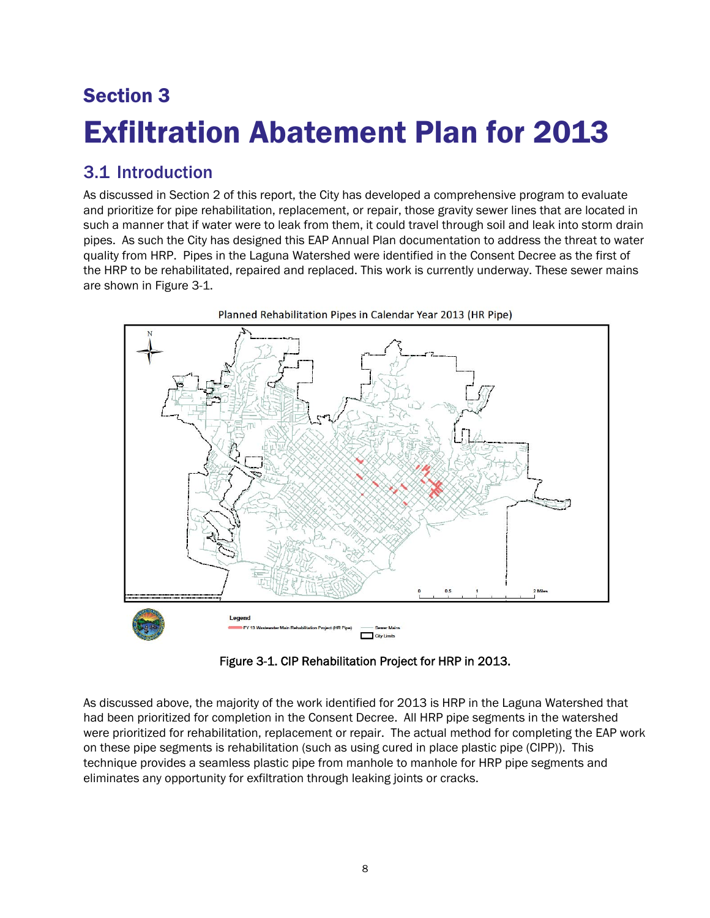# Section 3

# Exfiltration Abatement Plan for 2013

## 3.1 Introduction

As discussed in Section 2 of this report, the City has developed a comprehensive program to evaluate and prioritize for pipe rehabilitation, replacement, or repair, those gravity sewer lines that are located in such a manner that if water were to leak from them, it could travel through soil and leak into storm drain pipes. As such the City has designed this EAP Annual Plan documentation to address the threat to water quality from HRP. Pipes in the Laguna Watershed were identified in the Consent Decree as the first of the HRP to be rehabilitated, repaired and replaced. This work is currently underway. These sewer mains are shown in Figure 3-1.

Planned Rehabilitation Pipes in Calendar Year 2013 (HR Pipe)

Legend

FY 13 Wastewater Main Rehabilitation Project (HR Pipe)

Sewer Mains

City Limits

Figure 3-1. CIP Rehabilitation Project for HRP in 2013.

As discussed above, the majority of the work identified for 2013 is HRP in the Laguna Watershed that had been prioritized for completion in the Consent Decree. All HRP pipe segments in the watershed were prioritized for rehabilitation, replacement or repair. The actual method for completing the EAP work on these pipe segments is rehabilitation (such as using cured in place plastic pipe (CIPP)). This technique provides a seamless plastic pipe from manhole to manhole for HRP pipe segments and eliminates any opportunity for exfiltration through leaking joints or cracks.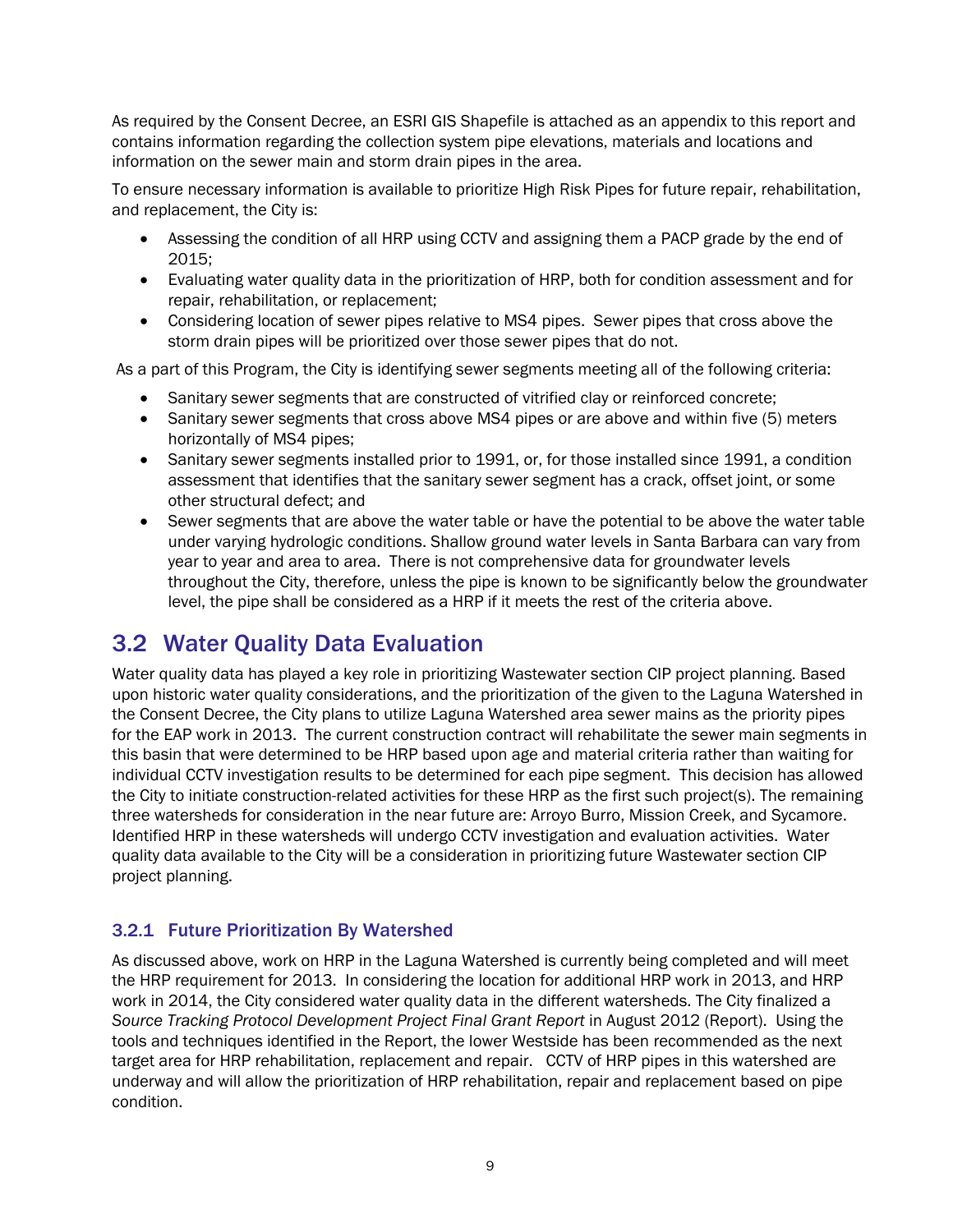As required by the Consent Decree, an ESRI GIS Shapefile is attached as an appendix to this report and contains information regarding the collection system pipe elevations, materials and locations and information on the sewer main and storm drain pipes in the area.

To ensure necessary information is available to prioritize High Risk Pipes for future repair, rehabilitation, and replacement, the City is:

- Assessing the condition of all HRP using CCTV and assigning them a PACP grade by the end of 2015;
- Evaluating water quality data in the prioritization of HRP, both for condition assessment and for repair, rehabilitation, or replacement;
- Considering location of sewer pipes relative to MS4 pipes. Sewer pipes that cross above the storm drain pipes will be prioritized over those sewer pipes that do not.

As a part of this Program, the City is identifying sewer segments meeting all of the following criteria:

- Sanitary sewer segments that are constructed of vitrified clay or reinforced concrete;
- Sanitary sewer segments that cross above MS4 pipes or are above and within five (5) meters horizontally of MS4 pipes;
- Sanitary sewer segments installed prior to 1991, or, for those installed since 1991, a condition assessment that identifies that the sanitary sewer segment has a crack, offset joint, or some other structural defect; and
- Sewer segments that are above the water table or have the potential to be above the water table under varying hydrologic conditions. Shallow ground water levels in Santa Barbara can vary from year to year and area to area. There is not comprehensive data for groundwater levels throughout the City, therefore, unless the pipe is known to be significantly below the groundwater level, the pipe shall be considered as a HRP if it meets the rest of the criteria above.

## 3.2 Water Quality Data Evaluation

Water quality data has played a key role in prioritizing Wastewater section CIP project planning. Based upon historic water quality considerations, and the prioritization of the given to the Laguna Watershed in the Consent Decree, the City plans to utilize Laguna Watershed area sewer mains as the priority pipes for the EAP work in 2013. The current construction contract will rehabilitate the sewer main segments in this basin that were determined to be HRP based upon age and material criteria rather than waiting for individual CCTV investigation results to be determined for each pipe segment. This decision has allowed the City to initiate construction-related activities for these HRP as the first such project(s). The remaining three watersheds for consideration in the near future are: Arroyo Burro, Mission Creek, and Sycamore. Identified HRP in these watersheds will undergo CCTV investigation and evaluation activities. Water quality data available to the City will be a consideration in prioritizing future Wastewater section CIP project planning.

### 3.2.1 Future Prioritization By Watershed

As discussed above, work on HRP in the Laguna Watershed is currently being completed and will meet the HRP requirement for 2013. In considering the location for additional HRP work in 2013, and HRP work in 2014, the City considered water quality data in the different watersheds. The City finalized a *Source Tracking Protocol Development Project Final Grant Report* in August 2012 (Report). Using the tools and techniques identified in the Report, the lower Westside has been recommended as the next target area for HRP rehabilitation, replacement and repair. CCTV of HRP pipes in this watershed are underway and will allow the prioritization of HRP rehabilitation, repair and replacement based on pipe condition.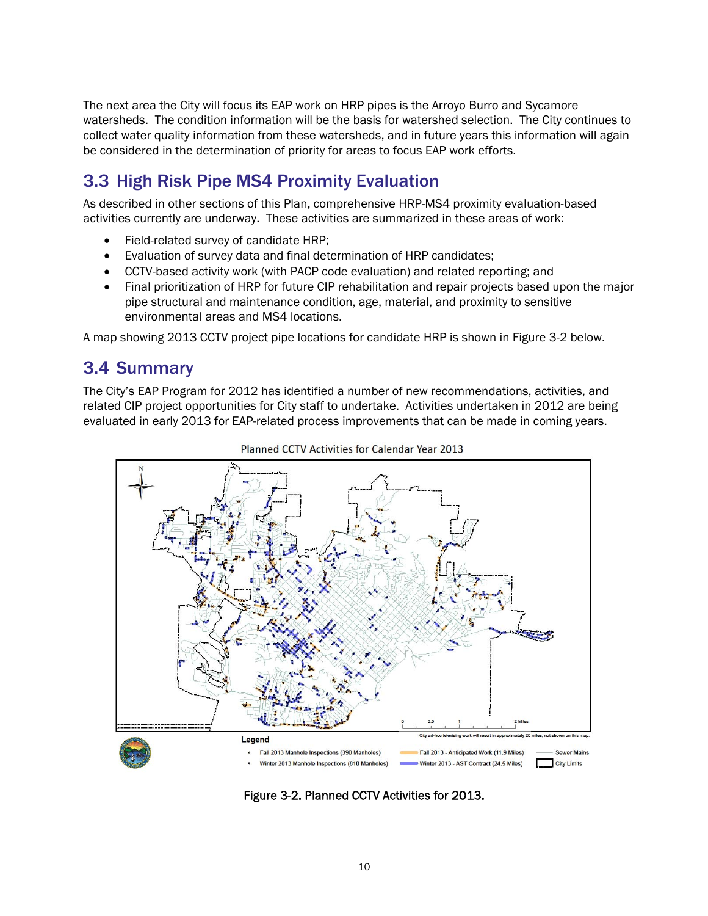The next area the City will focus its EAP work on HRP pipes is the Arroyo Burro and Sycamore watersheds. The condition information will be the basis for watershed selection. The City continues to collect water quality information from these watersheds, and in future years this information will again be considered in the determination of priority for areas to focus EAP work efforts.

## 3.3 High Risk Pipe MS4 Proximity Evaluation

As described in other sections of this Plan, comprehensive HRP-MS4 proximity evaluation-based activities currently are underway. These activities are summarized in these areas of work:

- Field-related survey of candidate HRP;
- Evaluation of survey data and final determination of HRP candidates;
- CCTV-based activity work (with PACP code evaluation) and related reporting; and
- Final prioritization of HRP for future CIP rehabilitation and repair projects based upon the major pipe structural and maintenance condition, age, material, and proximity to sensitive environmental areas and MS4 locations.

A map showing 2013 CCTV project pipe locations for candidate HRP is shown in Figure 3-2 below.

## 3.4 Summary

The City's EAP Program for 2012 has identified a number of new recommendations, activities, and related CIP project opportunities for City staff to undertake. Activities undertaken in 2012 are being evaluated in early 2013 for EAP-related process improvements that can be made in coming years.

Planned CCTV Activities for Calendar Year 2013

Legend: Fall 2013 Manhole Inspections (390 Manholes); Winter 2013 Manhole Inspections (810 Manholes); Fall 2013 - Anticipated Work (11.9 Miles); Winter 2013 - AST Contract (24.5 Miles); Sewer Mains; City Limits

City ad-hoc televising work will result in approximately 20 miles, not shown on this map.

Figure 3-2. Planned CCTV Activities for 2013.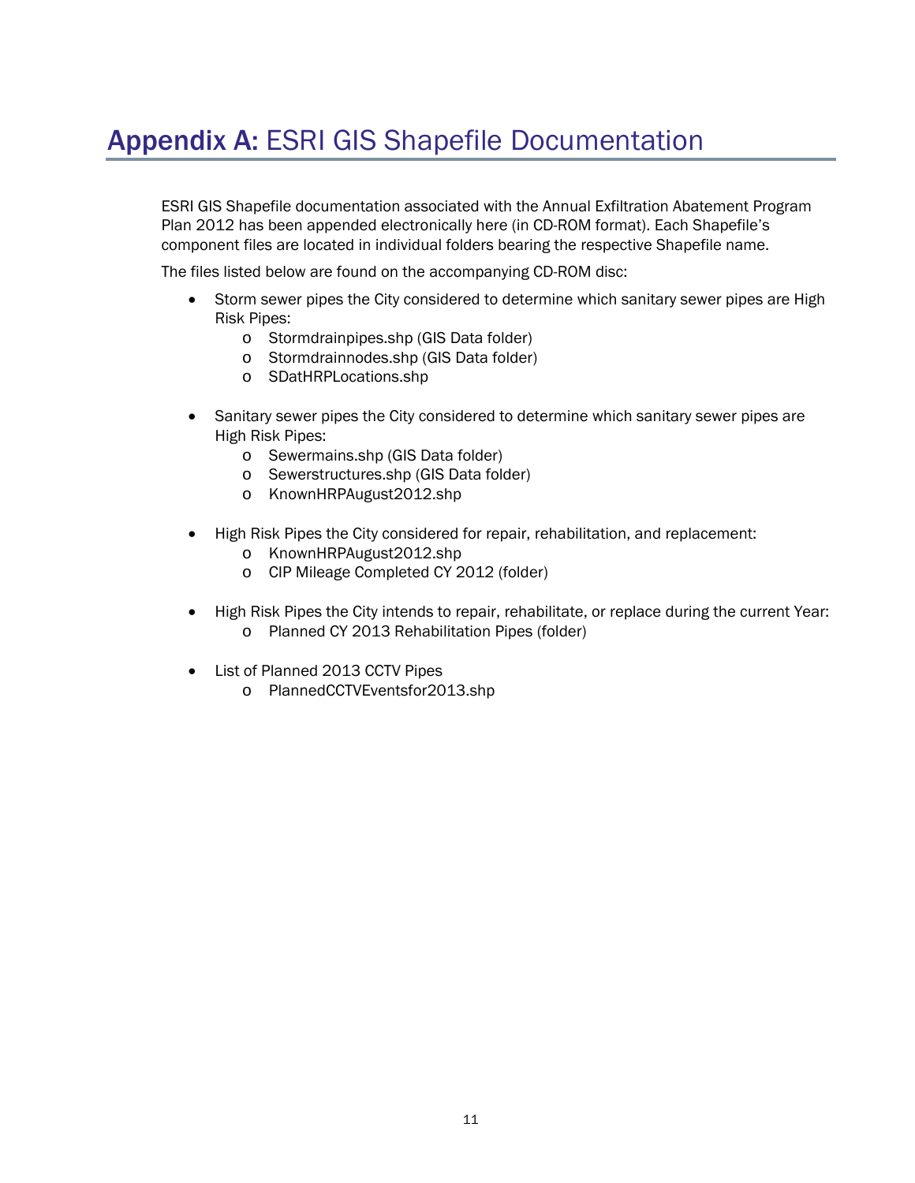# Appendix A: ESRI GIS Shapefile Documentation

ESRI GIS Shapefile documentation associated with the Annual Exfiltration Abatement Program Plan 2012 has been appended electronically here (in CD-ROM format). Each Shapefile's component files are located in individual folders bearing the respective Shapefile name.

The files listed below are found on the accompanying CD-ROM disc:

- Storm sewer pipes the City considered to determine which sanitary sewer pipes are High Risk Pipes:
    - Stormdrainpipes.shp (GIS Data folder)
    - Stormdrainnodes.shp (GIS Data folder)
    - SDatHRPLocations.shp

- Sanitary sewer pipes the City considered to determine which sanitary sewer pipes are High Risk Pipes:
    - Sewermains.shp (GIS Data folder)
    - Sewerstructures.shp (GIS Data folder)
    - KnownHRPAugust2012.shp

- High Risk Pipes the City considered for repair, rehabilitation, and replacement:
    - KnownHRPAugust2012.shp
    - CIP Mileage Completed CY 2012 (folder)

- High Risk Pipes the City intends to repair, rehabilitate, or replace during the current Year:
    - Planned CY 2013 Rehabilitation Pipes (folder)

- List of Planned 2013 CCTV Pipes
    - PlannedCCTVEventsfor2013.shp